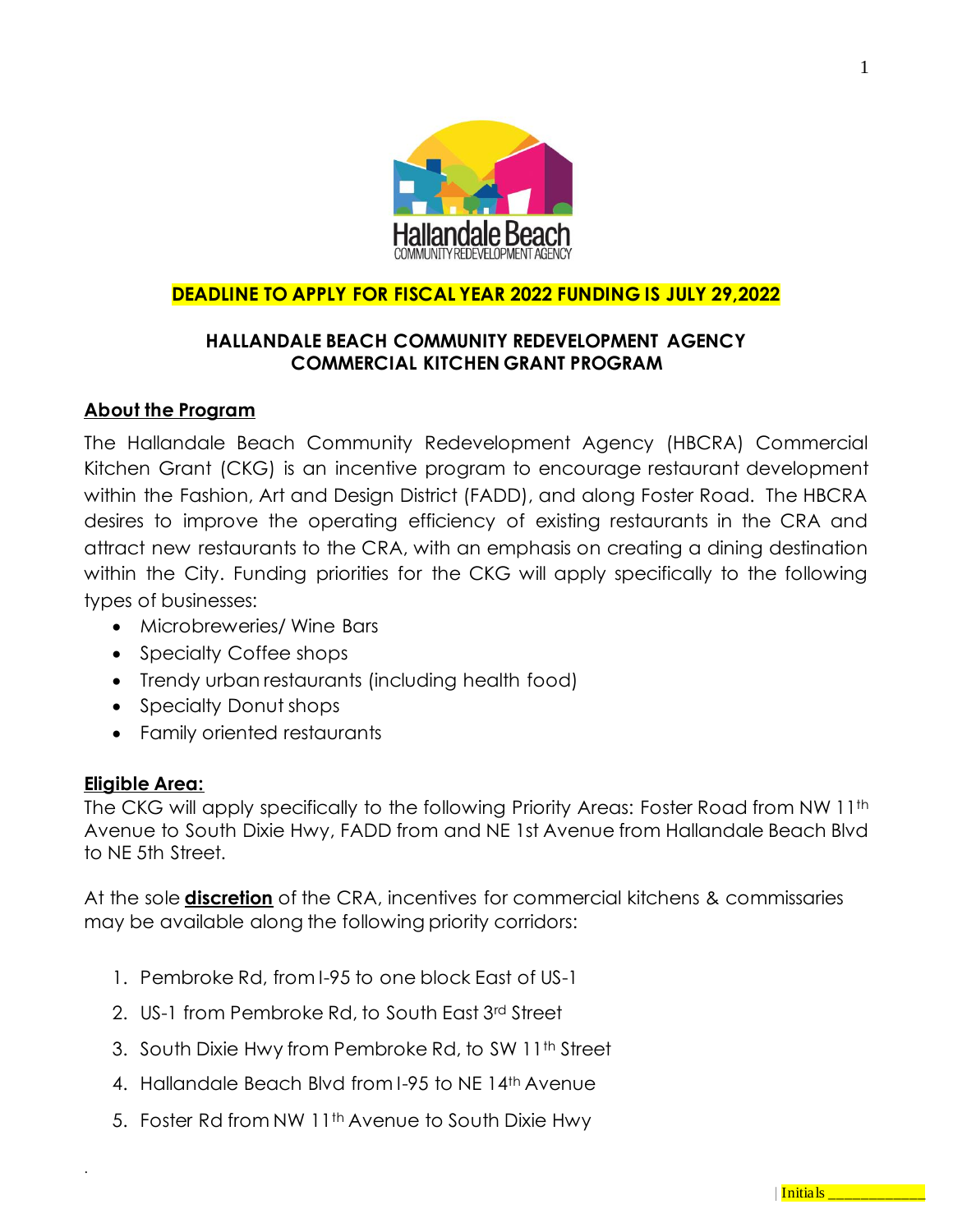**DEADLINE TO APPLY FOR FISCAL YEAR 2022 FUNDING IS JULY 29,2022**

## HALLANDALE BEACH COMMUNITY REDEVELOPMENT AGENCY COMMERCIAL KITCHEN GRANT PROGRAM

### About the Program

The Hallandale Beach Community Redevelopment Agency (HBCRA) Commercial Kitchen Grant (CKG) is an incentive program to encourage restaurant development within the Fashion, Art and Design District (FADD), and along Foster Road. The HBCRA desires to improve the operating efficiency of existing restaurants in the CRA and attract new restaurants to the CRA, with an emphasis on creating a dining destination within the City. Funding priorities for the CKG will apply specifically to the following types of businesses:

- Microbreweries/ Wine Bars
- Specialty Coffee shops
- Trendy urban restaurants (including health food)
- Specialty Donut shops
- Family oriented restaurants

### Eligible Area:

The CKG will apply specifically to the following Priority Areas: Foster Road from NW 11th Avenue to South Dixie Hwy, FADD from and NE 1st Avenue from Hallandale Beach Blvd to NE 5th Street.

At the sole **discretion** of the CRA, incentives for commercial kitchens & commissaries may be available along the following priority corridors:

1. Pembroke Rd, from I-95 to one block East of US-1
2. US-1 from Pembroke Rd, to South East 3rd Street
3. South Dixie Hwy from Pembroke Rd, to SW 11th Street
4. Hallandale Beach Blvd from I-95 to NE 14th Avenue
5. Foster Rd from NW 11th Avenue to South Dixie Hwy

Initials ____________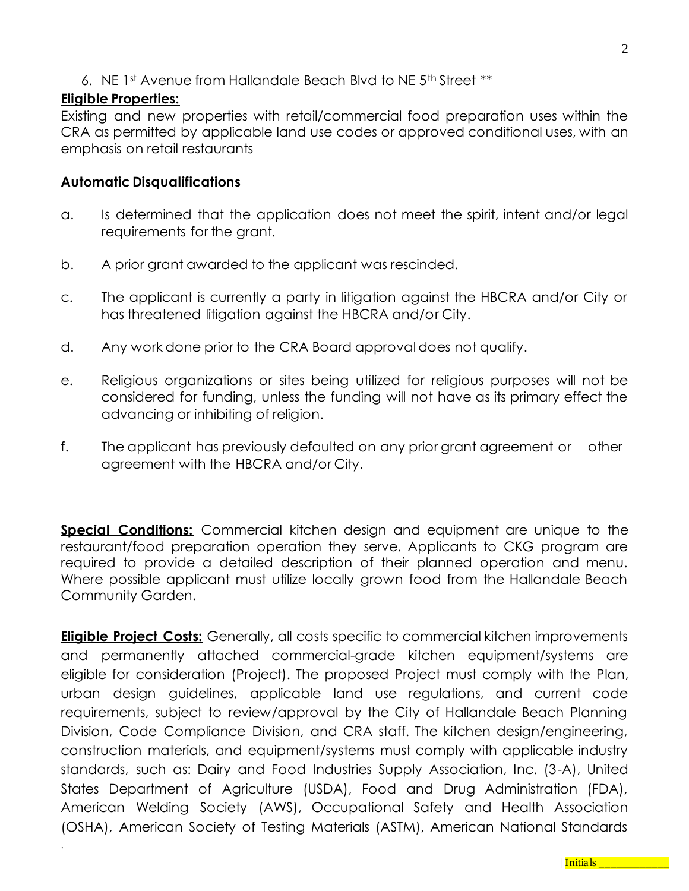6. NE 1st Avenue from Hallandale Beach Blvd to NE 5th Street **

**Eligible Properties:**

Existing and new properties with retail/commercial food preparation uses within the CRA as permitted by applicable land use codes or approved conditional uses, with an emphasis on retail restaurants

**Automatic Disqualifications**

a. Is determined that the application does not meet the spirit, intent and/or legal requirements for the grant.

b. A prior grant awarded to the applicant was rescinded.

c. The applicant is currently a party in litigation against the HBCRA and/or City or has threatened litigation against the HBCRA and/or City.

d. Any work done prior to the CRA Board approval does not qualify.

e. Religious organizations or sites being utilized for religious purposes will not be considered for funding, unless the funding will not have as its primary effect the advancing or inhibiting of religion.

f. The applicant has previously defaulted on any prior grant agreement or other agreement with the HBCRA and/or City.

**Special Conditions:** Commercial kitchen design and equipment are unique to the restaurant/food preparation operation they serve. Applicants to CKG program are required to provide a detailed description of their planned operation and menu. Where possible applicant must utilize locally grown food from the Hallandale Beach Community Garden.

**Eligible Project Costs:** Generally, all costs specific to commercial kitchen improvements and permanently attached commercial-grade kitchen equipment/systems are eligible for consideration (Project). The proposed Project must comply with the Plan, urban design guidelines, applicable land use regulations, and current code requirements, subject to review/approval by the City of Hallandale Beach Planning Division, Code Compliance Division, and CRA staff. The kitchen design/engineering, construction materials, and equipment/systems must comply with applicable industry standards, such as: Dairy and Food Industries Supply Association, Inc. (3-A), United States Department of Agriculture (USDA), Food and Drug Administration (FDA), American Welding Society (AWS), Occupational Safety and Health Association (OSHA), American Society of Testing Materials (ASTM), American National Standards

Initials ____________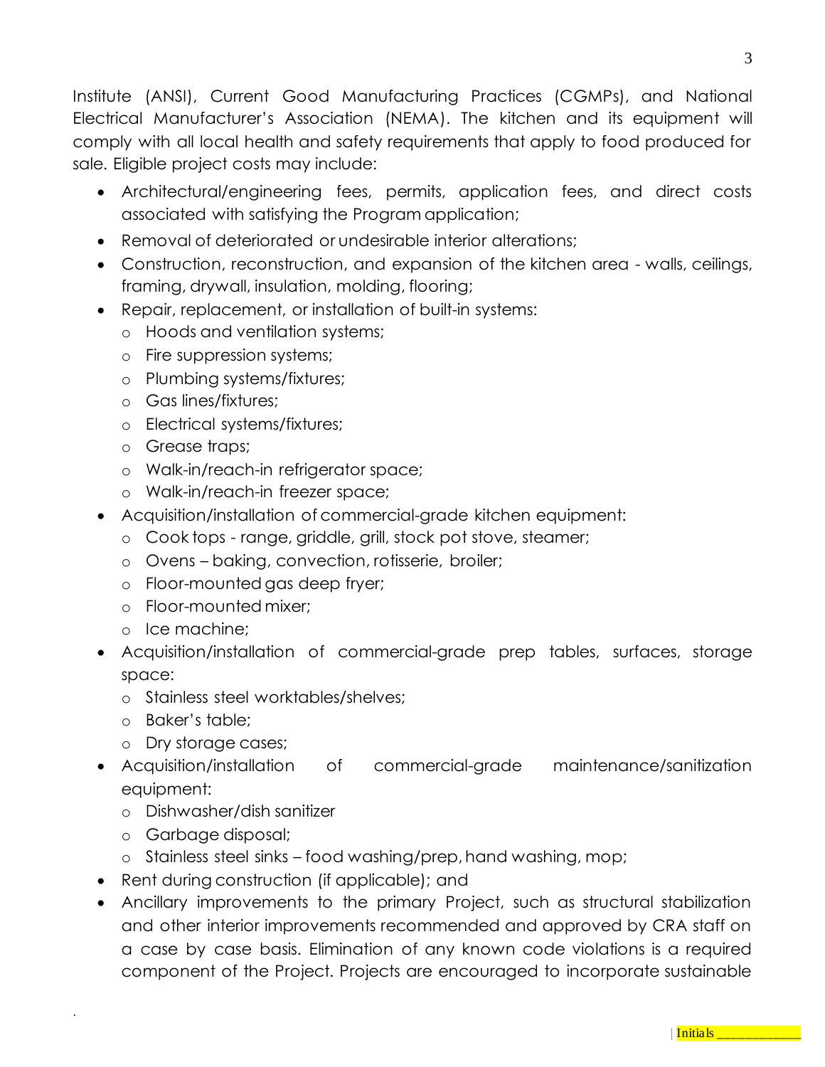Institute (ANSI), Current Good Manufacturing Practices (CGMPs), and National Electrical Manufacturer's Association (NEMA). The kitchen and its equipment will comply with all local health and safety requirements that apply to food produced for sale. Eligible project costs may include:

- Architectural/engineering fees, permits, application fees, and direct costs associated with satisfying the Program application;
- Removal of deteriorated or undesirable interior alterations;
- Construction, reconstruction, and expansion of the kitchen area - walls, ceilings, framing, drywall, insulation, molding, flooring;
- Repair, replacement, or installation of built-in systems:
  - Hoods and ventilation systems;
  - Fire suppression systems;
  - Plumbing systems/fixtures;
  - Gas lines/fixtures;
  - Electrical systems/fixtures;
  - Grease traps;
  - Walk-in/reach-in refrigerator space;
  - Walk-in/reach-in freezer space;
- Acquisition/installation of commercial-grade kitchen equipment:
  - Cook tops - range, griddle, grill, stock pot stove, steamer;
  - Ovens – baking, convection, rotisserie, broiler;
  - Floor-mounted gas deep fryer;
  - Floor-mounted mixer;
  - Ice machine;
- Acquisition/installation of commercial-grade prep tables, surfaces, storage space:
  - Stainless steel worktables/shelves;
  - Baker's table;
  - Dry storage cases;
- Acquisition/installation of commercial-grade maintenance/sanitization equipment:
  - Dishwasher/dish sanitizer
  - Garbage disposal;
  - Stainless steel sinks – food washing/prep, hand washing, mop;
- Rent during construction (if applicable); and
- Ancillary improvements to the primary Project, such as structural stabilization and other interior improvements recommended and approved by CRA staff on a case by case basis. Elimination of any known code violations is a required component of the Project. Projects are encouraged to incorporate sustainable

Initials ____________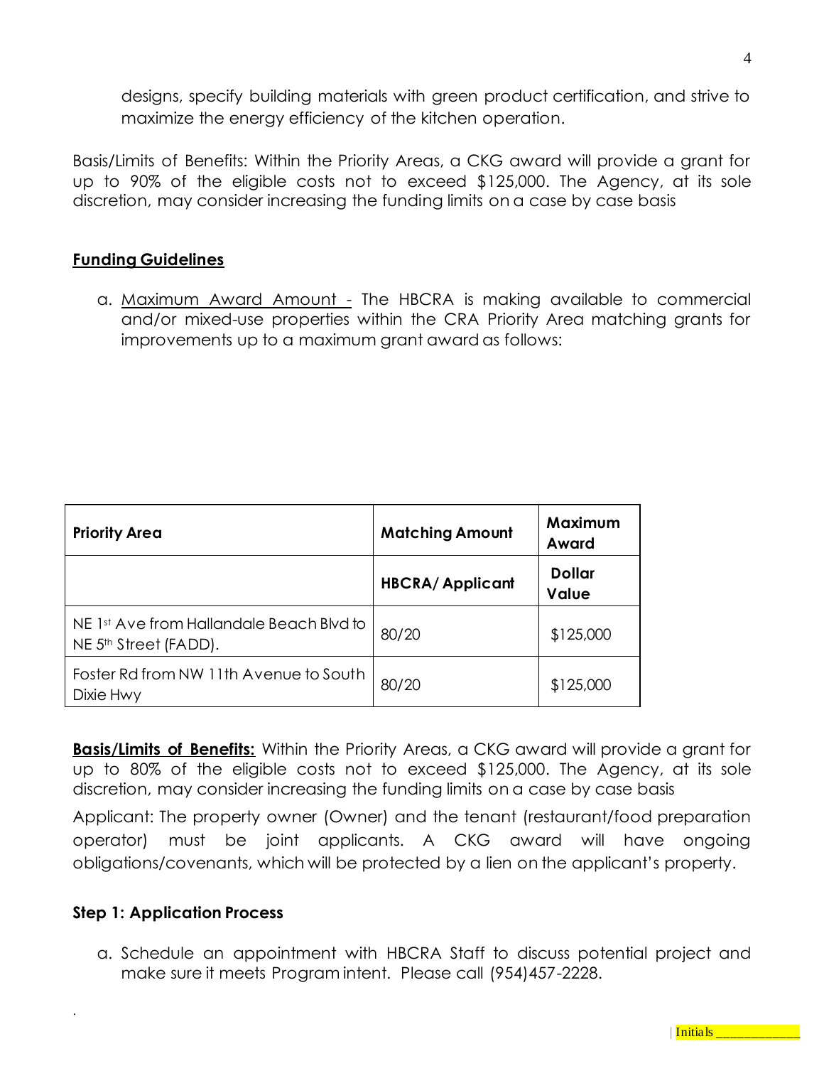designs, specify building materials with green product certification, and strive to maximize the energy efficiency of the kitchen operation.

Basis/Limits of Benefits: Within the Priority Areas, a CKG award will provide a grant for up to 90% of the eligible costs not to exceed $125,000. The Agency, at its sole discretion, may consider increasing the funding limits on a case by case basis

## Funding Guidelines

a. Maximum Award Amount - The HBCRA is making available to commercial and/or mixed-use properties within the CRA Priority Area matching grants for improvements up to a maximum grant award as follows:

| Priority Area | Matching Amount | Maximum Award |
|---|---|---|
| | HBCRA/ Applicant | Dollar Value |
| NE 1st Ave from Hallandale Beach Blvd to NE 5th Street (FADD). | 80/20 | $125,000 |
| Foster Rd from NW 11th Avenue to South Dixie Hwy | 80/20 | $125,000 |

**Basis/Limits of Benefits:** Within the Priority Areas, a CKG award will provide a grant for up to 80% of the eligible costs not to exceed $125,000. The Agency, at its sole discretion, may consider increasing the funding limits on a case by case basis

Applicant: The property owner (Owner) and the tenant (restaurant/food preparation operator) must be joint applicants. A CKG award will have ongoing obligations/covenants, which will be protected by a lien on the applicant's property.

### Step 1: Application Process

a. Schedule an appointment with HBCRA Staff to discuss potential project and make sure it meets Program intent. Please call (954)457-2228.

Initials ____________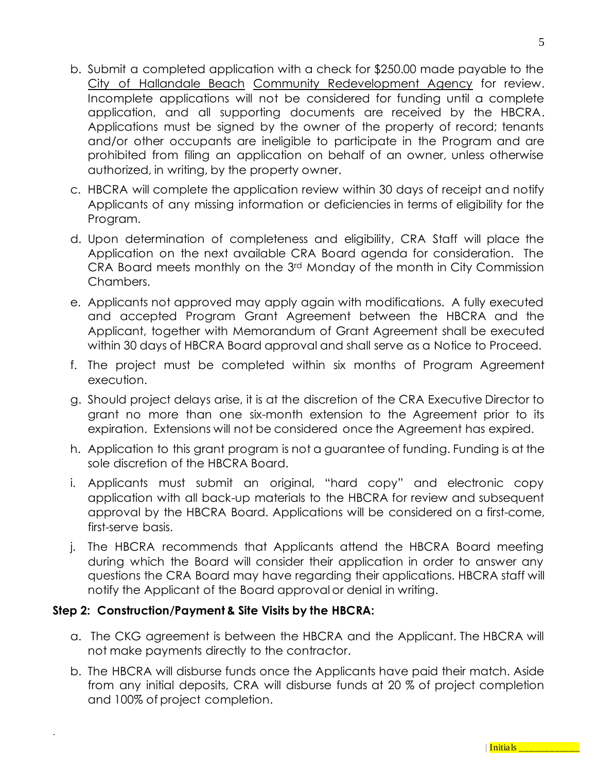b. Submit a completed application with a check for $250.00 made payable to the City of Hallandale Beach Community Redevelopment Agency for review. Incomplete applications will not be considered for funding until a complete application, and all supporting documents are received by the HBCRA. Applications must be signed by the owner of the property of record; tenants and/or other occupants are ineligible to participate in the Program and are prohibited from filing an application on behalf of an owner, unless otherwise authorized, in writing, by the property owner.

c. HBCRA will complete the application review within 30 days of receipt and notify Applicants of any missing information or deficiencies in terms of eligibility for the Program.

d. Upon determination of completeness and eligibility, CRA Staff will place the Application on the next available CRA Board agenda for consideration. The CRA Board meets monthly on the 3rd Monday of the month in City Commission Chambers.

e. Applicants not approved may apply again with modifications. A fully executed and accepted Program Grant Agreement between the HBCRA and the Applicant, together with Memorandum of Grant Agreement shall be executed within 30 days of HBCRA Board approval and shall serve as a Notice to Proceed.

f. The project must be completed within six months of Program Agreement execution.

g. Should project delays arise, it is at the discretion of the CRA Executive Director to grant no more than one six-month extension to the Agreement prior to its expiration. Extensions will not be considered once the Agreement has expired.

h. Application to this grant program is not a guarantee of funding. Funding is at the sole discretion of the HBCRA Board.

i. Applicants must submit an original, "hard copy" and electronic copy application with all back-up materials to the HBCRA for review and subsequent approval by the HBCRA Board. Applications will be considered on a first-come, first-serve basis.

j. The HBCRA recommends that Applicants attend the HBCRA Board meeting during which the Board will consider their application in order to answer any questions the CRA Board may have regarding their applications. HBCRA staff will notify the Applicant of the Board approval or denial in writing.

**Step 2: Construction/Payment & Site Visits by the HBCRA:**

a. The CKG agreement is between the HBCRA and the Applicant. The HBCRA will not make payments directly to the contractor.

b. The HBCRA will disburse funds once the Applicants have paid their match. Aside from any initial deposits, CRA will disburse funds at 20 % of project completion and 100% of project completion.

Initials ____________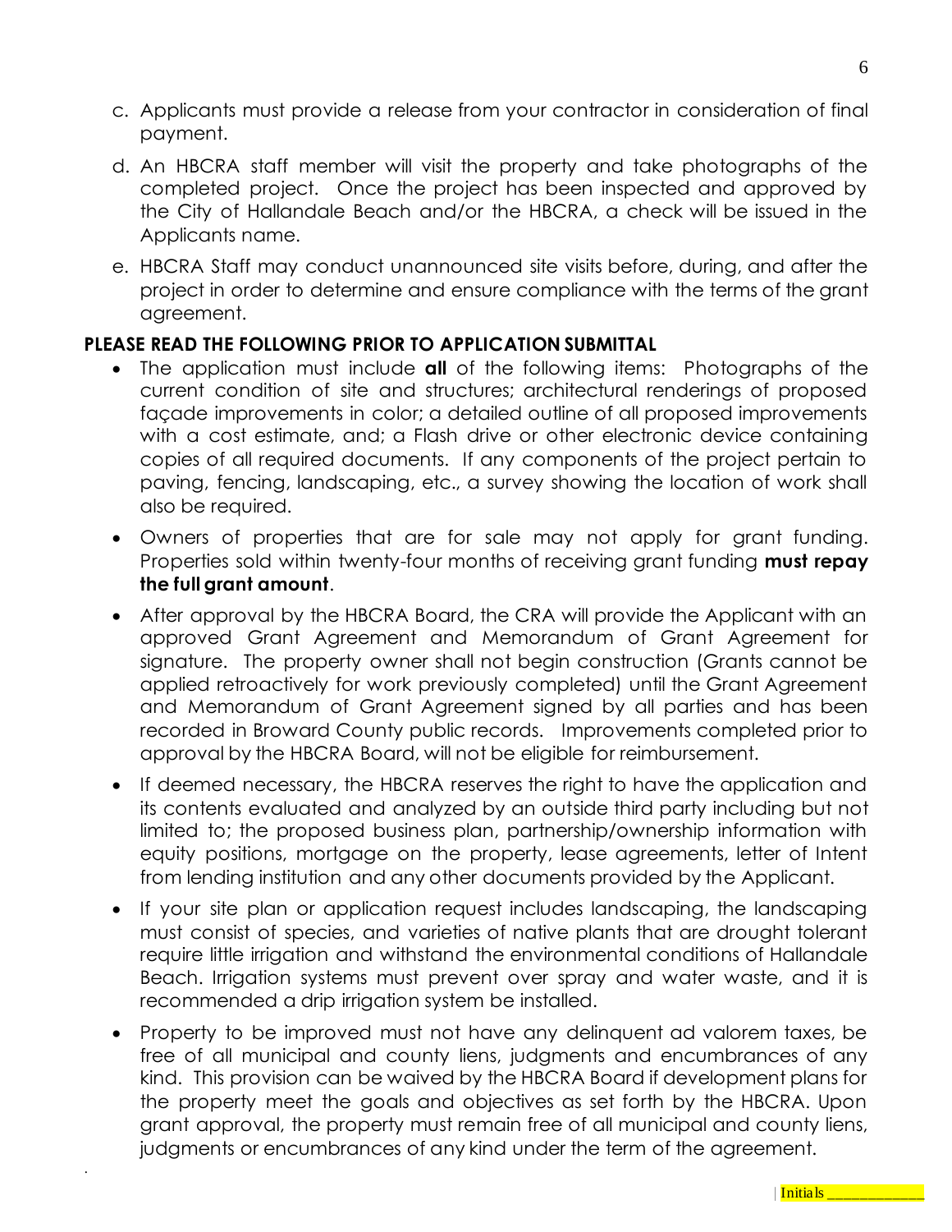c. Applicants must provide a release from your contractor in consideration of final payment.

d. An HBCRA staff member will visit the property and take photographs of the completed project. Once the project has been inspected and approved by the City of Hallandale Beach and/or the HBCRA, a check will be issued in the Applicants name.

e. HBCRA Staff may conduct unannounced site visits before, during, and after the project in order to determine and ensure compliance with the terms of the grant agreement.

**PLEASE READ THE FOLLOWING PRIOR TO APPLICATION SUBMITTAL**

- The application must include **all** of the following items: Photographs of the current condition of site and structures; architectural renderings of proposed façade improvements in color; a detailed outline of all proposed improvements with a cost estimate, and; a Flash drive or other electronic device containing copies of all required documents. If any components of the project pertain to paving, fencing, landscaping, etc., a survey showing the location of work shall also be required.
- Owners of properties that are for sale may not apply for grant funding. Properties sold within twenty-four months of receiving grant funding **must repay the full grant amount**.
- After approval by the HBCRA Board, the CRA will provide the Applicant with an approved Grant Agreement and Memorandum of Grant Agreement for signature. The property owner shall not begin construction (Grants cannot be applied retroactively for work previously completed) until the Grant Agreement and Memorandum of Grant Agreement signed by all parties and has been recorded in Broward County public records. Improvements completed prior to approval by the HBCRA Board, will not be eligible for reimbursement.
- If deemed necessary, the HBCRA reserves the right to have the application and its contents evaluated and analyzed by an outside third party including but not limited to; the proposed business plan, partnership/ownership information with equity positions, mortgage on the property, lease agreements, letter of Intent from lending institution and any other documents provided by the Applicant.
- If your site plan or application request includes landscaping, the landscaping must consist of species, and varieties of native plants that are drought tolerant require little irrigation and withstand the environmental conditions of Hallandale Beach. Irrigation systems must prevent over spray and water waste, and it is recommended a drip irrigation system be installed.
- Property to be improved must not have any delinquent ad valorem taxes, be free of all municipal and county liens, judgments and encumbrances of any kind. This provision can be waived by the HBCRA Board if development plans for the property meet the goals and objectives as set forth by the HBCRA. Upon grant approval, the property must remain free of all municipal and county liens, judgments or encumbrances of any kind under the term of the agreement.

Initials ____________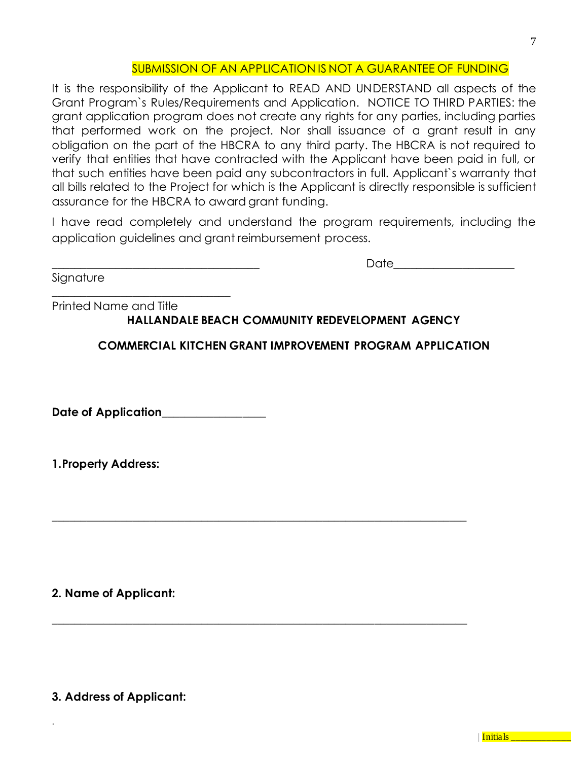SUBMISSION OF AN APPLICATION IS NOT A GUARANTEE OF FUNDING

It is the responsibility of the Applicant to READ AND UNDERSTAND all aspects of the Grant Program`s Rules/Requirements and Application. NOTICE TO THIRD PARTIES: the grant application program does not create any rights for any parties, including parties that performed work on the project. Nor shall issuance of a grant result in any obligation on the part of the HBCRA to any third party. The HBCRA is not required to verify that entities that have contracted with the Applicant have been paid in full, or that such entities have been paid any subcontractors in full. Applicant`s warranty that all bills related to the Project for which is the Applicant is directly responsible is sufficient assurance for the HBCRA to award grant funding.

I have read completely and understand the program requirements, including the application guidelines and grant reimbursement process.

___________________________________ Date____________________

Signature

______________________________

Printed Name and Title

**HALLANDALE BEACH COMMUNITY REDEVELOPMENT AGENCY**

**COMMERCIAL KITCHEN GRANT IMPROVEMENT PROGRAM APPLICATION**

**Date of Application**_________________

**1. Property Address:**

______________________________________________________________________

**2. Name of Applicant:**

______________________________________________________________________

**3. Address of Applicant:**

Initials ____________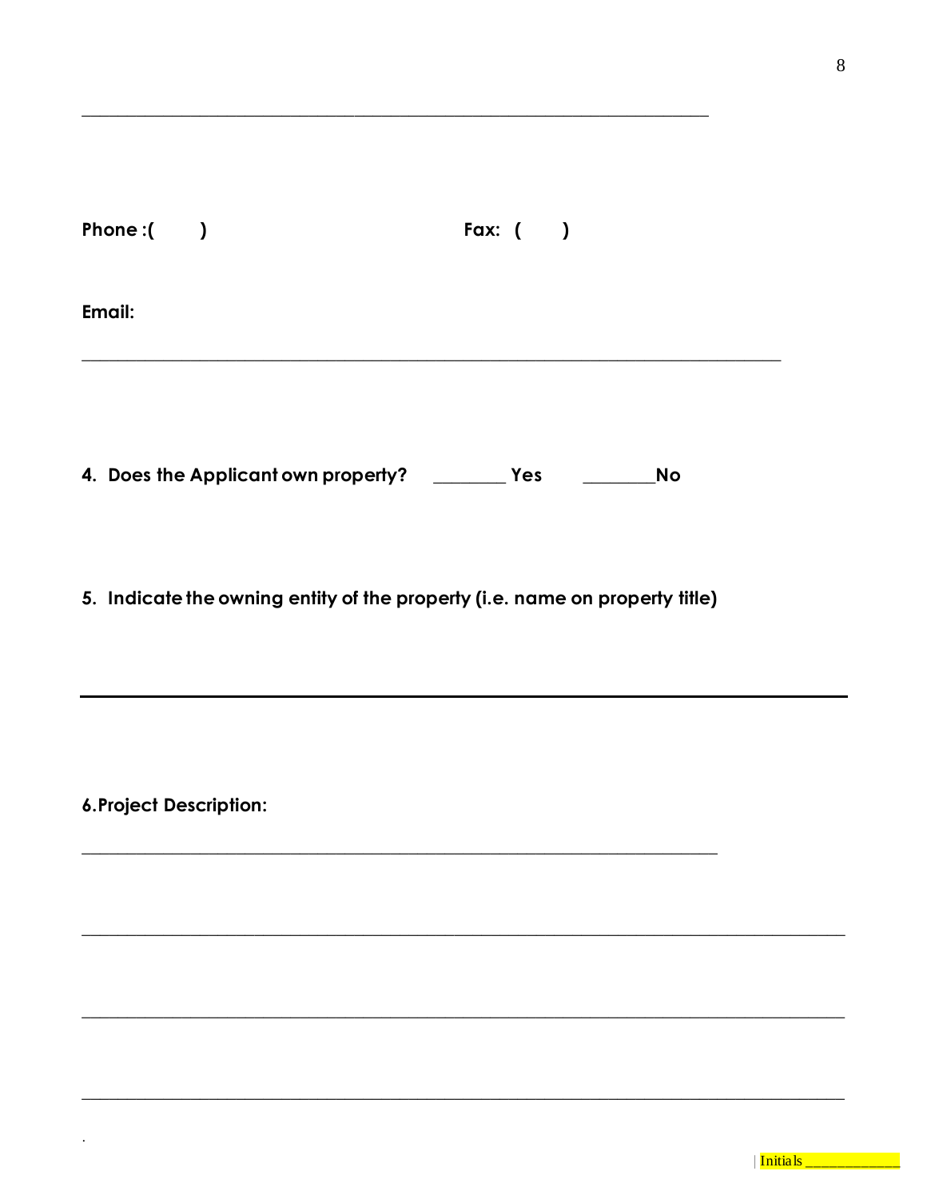________________________________________________________________

**Phone :(        )**                                                    **Fax:  (        )**

**Email:**

________________________________________________________________________

**4. Does the Applicant own property?**     ________ **Yes**        ________**No**

**5. Indicate the owning entity of the property (i.e. name on property title)**

________________________________________________________________________

**6.Project Description:**

________________________________________________________________

________________________________________________________________________

________________________________________________________________________

________________________________________________________________________

.

| Initials ____________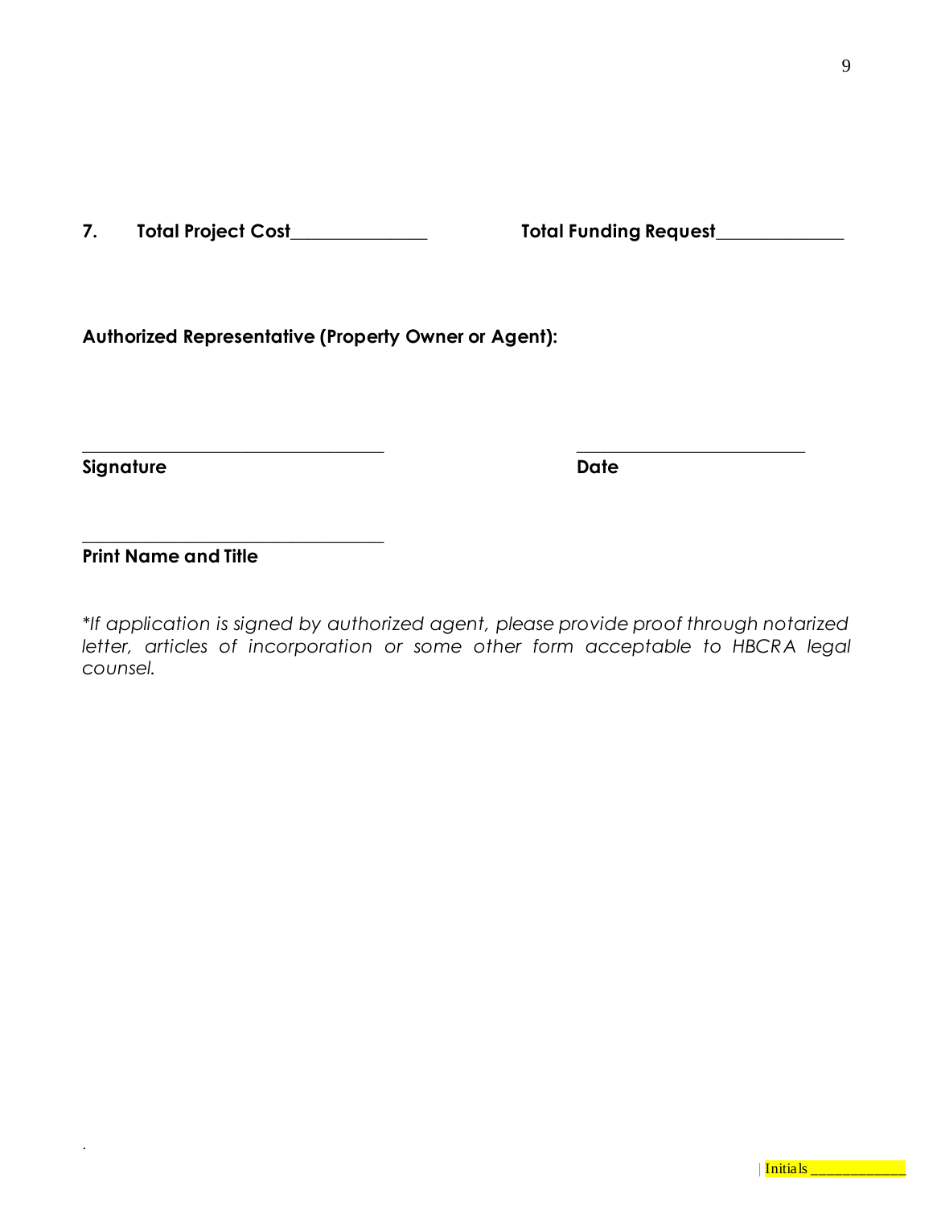**7.  Total Project Cost_______________  Total Funding Request_____________**

**Authorized Representative (Property Owner or Agent):**

_________________________________  _________________________

**Signature**  **Date**

_________________________________

**Print Name and Title**

*\*If application is signed by authorized agent, please provide proof through notarized letter, articles of incorporation or some other form acceptable to HBCRA legal counsel.*

| Initials ____________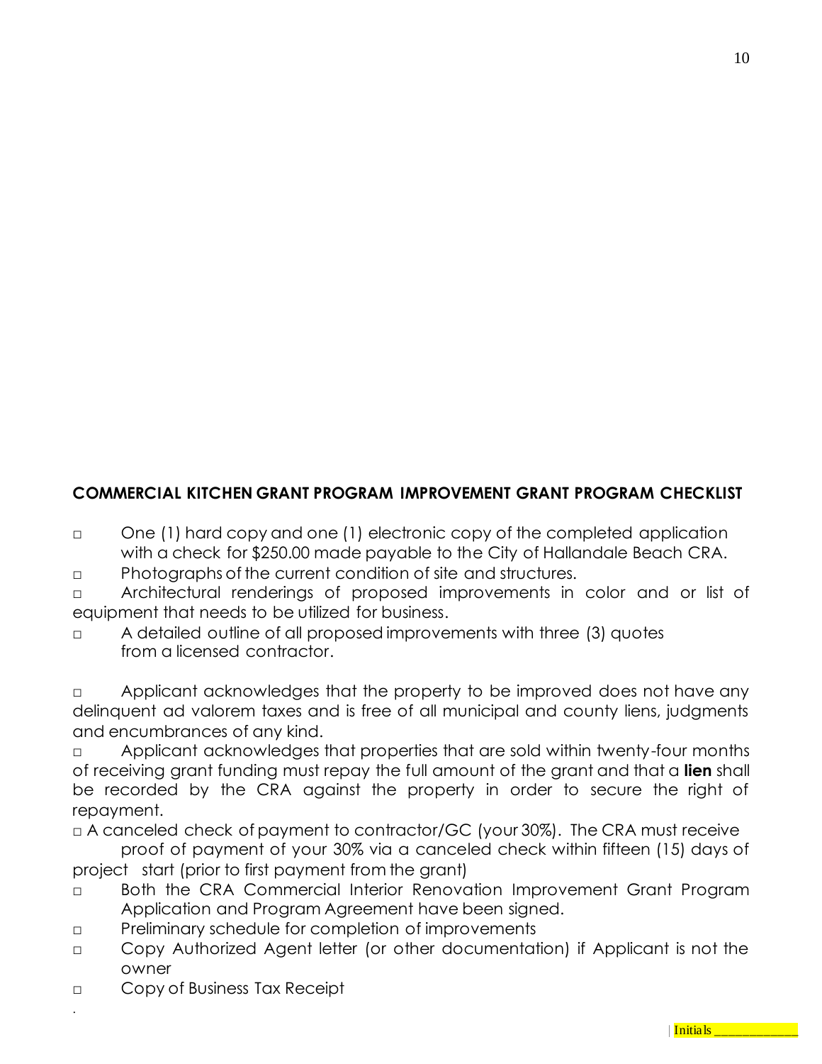**COMMERCIAL KITCHEN GRANT PROGRAM IMPROVEMENT GRANT PROGRAM CHECKLIST**

- □ One (1) hard copy and one (1) electronic copy of the completed application with a check for $250.00 made payable to the City of Hallandale Beach CRA.
- □ Photographs of the current condition of site and structures.
- □ Architectural renderings of proposed improvements in color and or list of equipment that needs to be utilized for business.
- □ A detailed outline of all proposed improvements with three (3) quotes from a licensed contractor.

- □ Applicant acknowledges that the property to be improved does not have any delinquent ad valorem taxes and is free of all municipal and county liens, judgments and encumbrances of any kind.
- □ Applicant acknowledges that properties that are sold within twenty-four months of receiving grant funding must repay the full amount of the grant and that a **lien** shall be recorded by the CRA against the property in order to secure the right of repayment.
- □ A canceled check of payment to contractor/GC (your 30%). The CRA must receive proof of payment of your 30% via a canceled check within fifteen (15) days of project start (prior to first payment from the grant)
- □ Both the CRA Commercial Interior Renovation Improvement Grant Program Application and Program Agreement have been signed.
- □ Preliminary schedule for completion of improvements
- □ Copy Authorized Agent letter (or other documentation) if Applicant is not the owner
- □ Copy of Business Tax Receipt

Initials ____________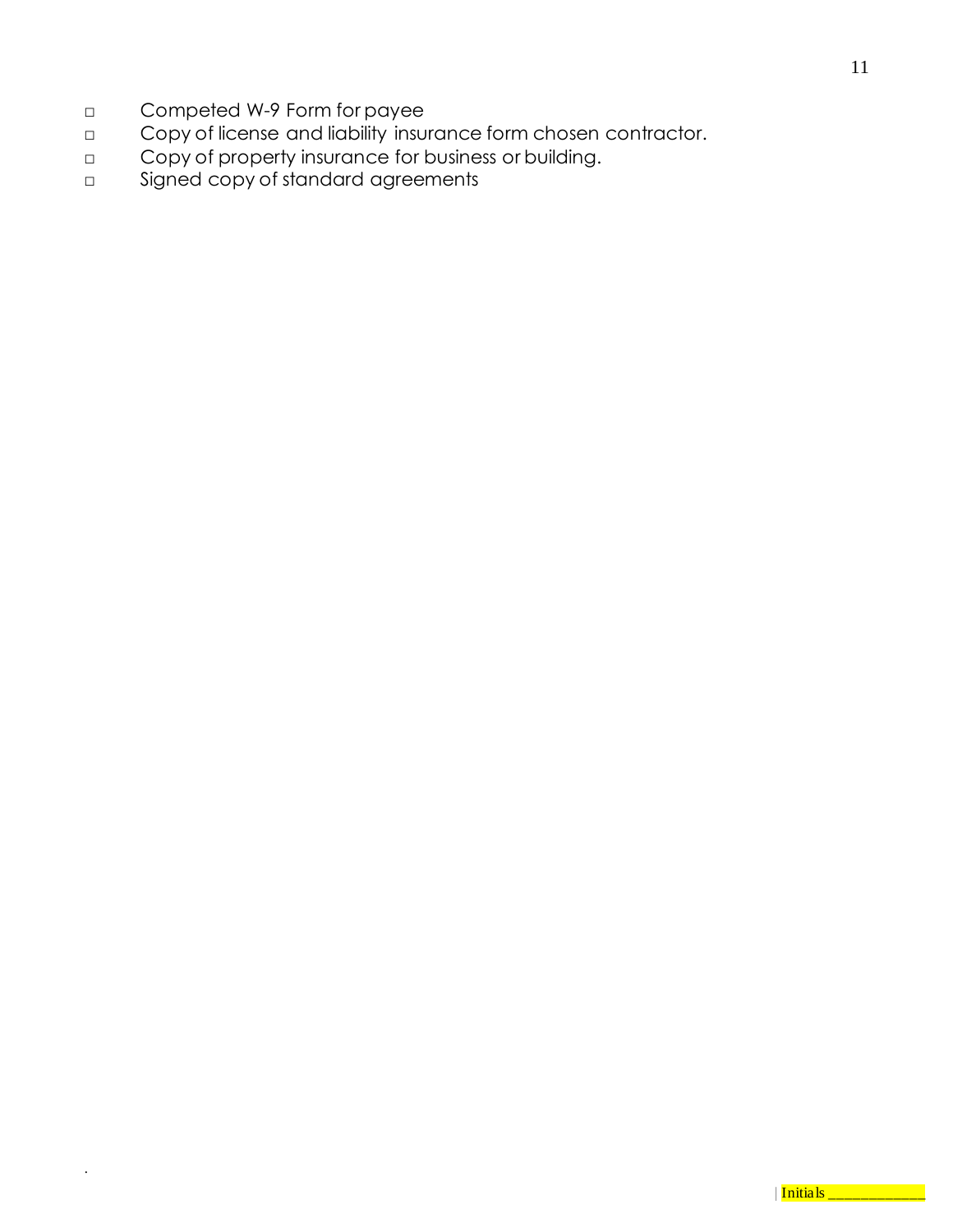- □ Competed W-9 Form for payee
- □ Copy of license and liability insurance form chosen contractor.
- □ Copy of property insurance for business or building.
- □ Signed copy of standard agreements

| Initials ___________